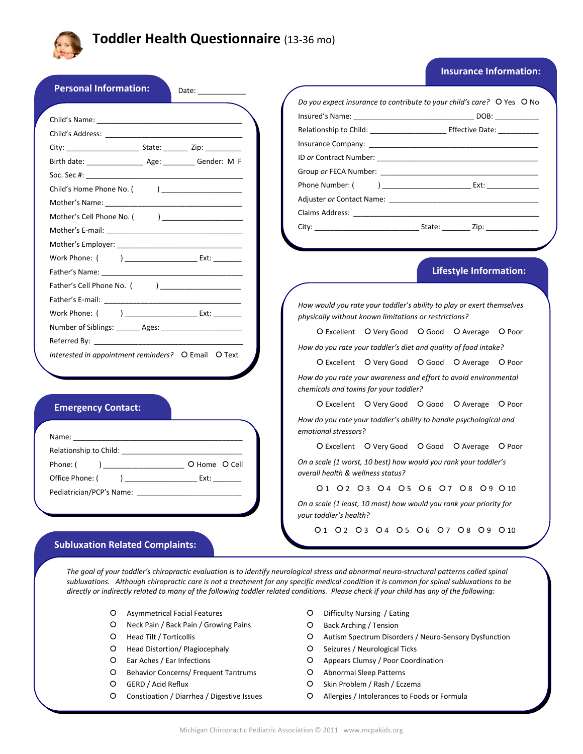# Toddler Health Questionnaire (13-36 mo)

## Personal Information:

Date: ____________

Child's Name: ____________________________________

Child's Address: __________________________________

City: __________________ State: ______ Zip: _________

Birth date: ______________ Age: ________ Gender: M F

Soc. Sec #: ______________________________________

Child's Home Phone No. (        ) ____________________

Mother's Name: ___________________________________

Mother's Cell Phone No. (        ) ____________________

Mother's E-mail: ___________________________________

Mother's Employer: _________________________________

Work Phone: (        ) __________________ Ext: _______

Father's Name: ____________________________________

Father's Cell Phone No. (        ) ____________________

Father's E-mail: ____________________________________

Work Phone: (        ) __________________ Ext: _______

Number of Siblings: ______ Ages: ____________________

Referred By: ______________________________________

*Interested in appointment reminders?* O Email O Text

## Insurance Information:

*Do you expect insurance to contribute to your child's care?* O Yes O No

Insured's Name: ____________________________ DOB: ___________

Relationship to Child: ___________________ Effective Date: __________

Insurance Company: _________________________________________

ID *or* Contract Number: ______________________________________

Group *or* FECA Number: ______________________________________

Phone Number: (        ) ______________________ Ext: _____________

Adjuster *or* Contact Name: ____________________________________

Claims Address: ____________________________________________

City: __________________________ State: _______ Zip: _____________

## Emergency Contact:

Name: __________________________________________

Relationship to Child: ______________________________

Phone: (        ) ____________________ O Home O Cell

Office Phone: (        ) ___________________ Ext: _______

Pediatrician/PCP's Name: __________________________

## Lifestyle Information:

*How would you rate your toddler's ability to play or exert themselves physically without known limitations or restrictions?*

O Excellent O Very Good O Good O Average O Poor

*How do you rate your toddler's diet and quality of food intake?*

O Excellent O Very Good O Good O Average O Poor

*How do you rate your awareness and effort to avoid environmental chemicals and toxins for your toddler?*

O Excellent O Very Good O Good O Average O Poor

*How do you rate your toddler's ability to handle psychological and emotional stressors?*

O Excellent O Very Good O Good O Average O Poor

*On a scale (1 worst, 10 best) how would you rank your toddler's overall health & wellness status?*

O 1 O 2 O 3 O 4 O 5 O 6 O 7 O 8 O 9 O 10

*On a scale (1 least, 10 most) how would you rank your priority for your toddler's health?*

O 1 O 2 O 3 O 4 O 5 O 6 O 7 O 8 O 9 O 10

## Subluxation Related Complaints:

*The goal of your toddler's chiropractic evaluation is to identify neurological stress and abnormal neuro-structural patterns called spinal subluxations. Although chiropractic care is not a treatment for any specific medical condition it is common for spinal subluxations to be directly or indirectly related to many of the following toddler related conditions. Please check if your child has any of the following:*

- O Asymmetrical Facial Features
- O Neck Pain / Back Pain / Growing Pains
- O Head Tilt / Torticollis
- O Head Distortion/ Plagiocephaly
- O Ear Aches / Ear Infections
- O Behavior Concerns/ Frequent Tantrums
- O GERD / Acid Reflux
- O Constipation / Diarrhea / Digestive Issues
- O Difficulty Nursing / Eating
- O Back Arching / Tension
- O Autism Spectrum Disorders / Neuro-Sensory Dysfunction
- O Seizures / Neurological Ticks
- O Appears Clumsy / Poor Coordination
- O Abnormal Sleep Patterns
- O Skin Problem / Rash / Eczema
- O Allergies / Intolerances to Foods or Formula

Michigan Chiropractic Pediatric Association © 2011 www.mcpakids.org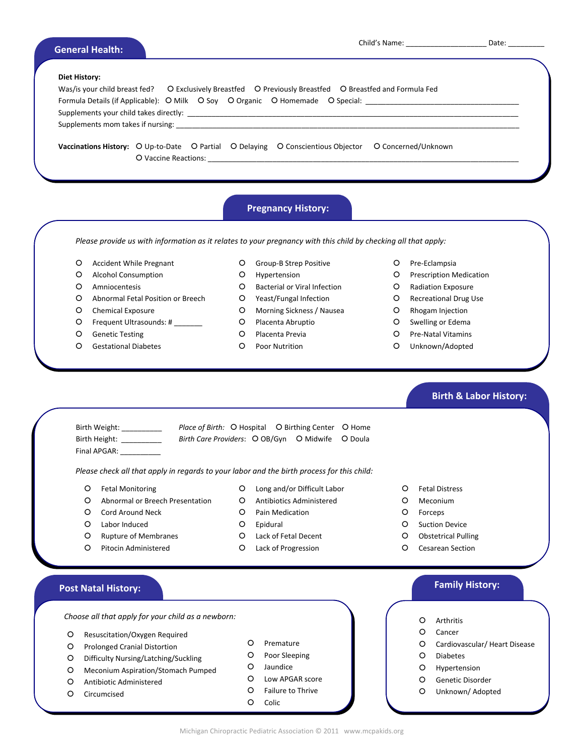Child's Name: ____________________ Date: _________

## General Health:

**Diet History:**

Was/is your child breast fed? ○ Exclusively Breastfed ○ Previously Breastfed ○ Breastfed and Formula Fed

Formula Details (if Applicable): ○ Milk ○ Soy ○ Organic ○ Homemade ○ Special: ______________________________________

Supplements your child takes directly: ______________________________________________________________________________

Supplements mom takes if nursing: _________________________________________________________________________________

**Vaccinations History:** ○ Up-to-Date ○ Partial ○ Delaying ○ Conscientious Objector ○ Concerned/Unknown

○ Vaccine Reactions: ___________________________________________________________________________

## Pregnancy History:

*Please provide us with information as it relates to your pregnancy with this child by checking all that apply:*

- ○ Accident While Pregnant
- ○ Alcohol Consumption
- ○ Amniocentesis
- ○ Abnormal Fetal Position or Breech
- ○ Chemical Exposure
- ○ Frequent Ultrasounds: # _______
- ○ Genetic Testing
- ○ Gestational Diabetes
- ○ Group-B Strep Positive
- ○ Hypertension
- ○ Bacterial or Viral Infection
- ○ Yeast/Fungal Infection
- ○ Morning Sickness / Nausea
- ○ Placenta Abruptio
- ○ Placenta Previa
- ○ Poor Nutrition
- ○ Pre-Eclampsia
- ○ Prescription Medication
- ○ Radiation Exposure
- ○ Recreational Drug Use
- ○ Rhogam Injection
- ○ Swelling or Edema
- ○ Pre-Natal Vitamins
- ○ Unknown/Adopted

## Birth & Labor History:

Birth Weight: __________

Birth Height: __________

Final APGAR: __________

*Place of Birth:* ○ Hospital ○ Birthing Center ○ Home

*Birth Care Providers*: ○ OB/Gyn ○ Midwife ○ Doula

*Please check all that apply in regards to your labor and the birth process for this child:*

- ○ Fetal Monitoring
- ○ Abnormal or Breech Presentation
- ○ Cord Around Neck
- ○ Labor Induced
- ○ Rupture of Membranes
- ○ Pitocin Administered
- ○ Long and/or Difficult Labor
- ○ Antibiotics Administered
- ○ Pain Medication
- ○ Epidural
- ○ Lack of Fetal Decent
- ○ Lack of Progression
- ○ Fetal Distress
- ○ Meconium
- ○ Forceps
- ○ Suction Device
- ○ Obstetrical Pulling
- ○ Cesarean Section

## Post Natal History:

*Choose all that apply for your child as a newborn:*

- ○ Resuscitation/Oxygen Required
- ○ Prolonged Cranial Distortion
- ○ Difficulty Nursing/Latching/Suckling
- ○ Meconium Aspiration/Stomach Pumped
- ○ Antibiotic Administered
- ○ Circumcised
- ○ Premature
- ○ Poor Sleeping
- ○ Jaundice
- ○ Low APGAR score
- ○ Failure to Thrive
- ○ Colic

## Family History:

- ○ Arthritis
- ○ Cancer
- ○ Cardiovascular/ Heart Disease
- ○ Diabetes
- ○ Hypertension
- ○ Genetic Disorder
- ○ Unknown/ Adopted

Michigan Chiropractic Pediatric Association © 2011 www.mcpakids.org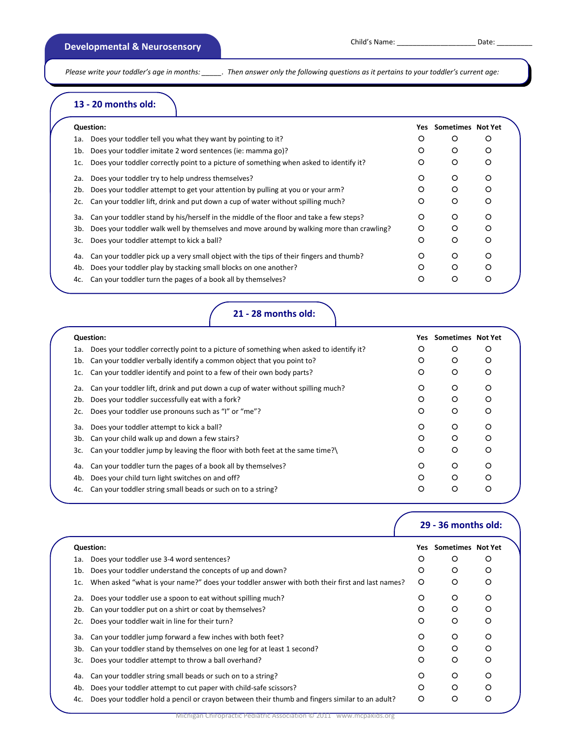## Developmental & Neurosensory

Child's Name: ____________________ Date: _________

*Please write your toddler's age in months: _____. Then answer only the following questions as it pertains to your toddler's current age:*

### 13 - 20 months old:

| Question: | Yes | Sometimes | Not Yet |
|---|---|---|---|
| 1a. Does your toddler tell you what they want by pointing to it? | O | O | O |
| 1b. Does your toddler imitate 2 word sentences (ie: mamma go)? | O | O | O |
| 1c. Does your toddler correctly point to a picture of something when asked to identify it? | O | O | O |
| 2a. Does your toddler try to help undress themselves? | O | O | O |
| 2b. Does your toddler attempt to get your attention by pulling at you or your arm? | O | O | O |
| 2c. Can your toddler lift, drink and put down a cup of water without spilling much? | O | O | O |
| 3a. Can your toddler stand by his/herself in the middle of the floor and take a few steps? | O | O | O |
| 3b. Does your toddler walk well by themselves and move around by walking more than crawling? | O | O | O |
| 3c. Does your toddler attempt to kick a ball? | O | O | O |
| 4a. Can your toddler pick up a very small object with the tips of their fingers and thumb? | O | O | O |
| 4b. Does your toddler play by stacking small blocks on one another? | O | O | O |
| 4c. Can your toddler turn the pages of a book all by themselves? | O | O | O |

### 21 - 28 months old:

| Question: | Yes | Sometimes | Not Yet |
|---|---|---|---|
| 1a. Does your toddler correctly point to a picture of something when asked to identify it? | O | O | O |
| 1b. Can your toddler verbally identify a common object that you point to? | O | O | O |
| 1c. Can your toddler identify and point to a few of their own body parts? | O | O | O |
| 2a. Can your toddler lift, drink and put down a cup of water without spilling much? | O | O | O |
| 2b. Does your toddler successfully eat with a fork? | O | O | O |
| 2c. Does your toddler use pronouns such as "I" or "me"? | O | O | O |
| 3a. Does your toddler attempt to kick a ball? | O | O | O |
| 3b. Can your child walk up and down a few stairs? | O | O | O |
| 3c. Can your toddler jump by leaving the floor with both feet at the same time?\ | O | O | O |
| 4a. Can your toddler turn the pages of a book all by themselves? | O | O | O |
| 4b. Does your child turn light switches on and off? | O | O | O |
| 4c. Can your toddler string small beads or such on to a string? | O | O | O |

### 29 - 36 months old:

| Question: | Yes | Sometimes | Not Yet |
|---|---|---|---|
| 1a. Does your toddler use 3-4 word sentences? | O | O | O |
| 1b. Does your toddler understand the concepts of up and down? | O | O | O |
| 1c. When asked "what is your name?" does your toddler answer with both their first and last names? | O | O | O |
| 2a. Does your toddler use a spoon to eat without spilling much? | O | O | O |
| 2b. Can your toddler put on a shirt or coat by themselves? | O | O | O |
| 2c. Does your toddler wait in line for their turn? | O | O | O |
| 3a. Can your toddler jump forward a few inches with both feet? | O | O | O |
| 3b. Can your toddler stand by themselves on one leg for at least 1 second? | O | O | O |
| 3c. Does your toddler attempt to throw a ball overhand? | O | O | O |
| 4a. Can your toddler string small beads or such on to a string? | O | O | O |
| 4b. Does your toddler attempt to cut paper with child-safe scissors? | O | O | O |
| 4c. Does your toddler hold a pencil or crayon between their thumb and fingers similar to an adult? | O | O | O |

Michigan Chiropractic Pediatric Association © 2011 www.mcpakids.org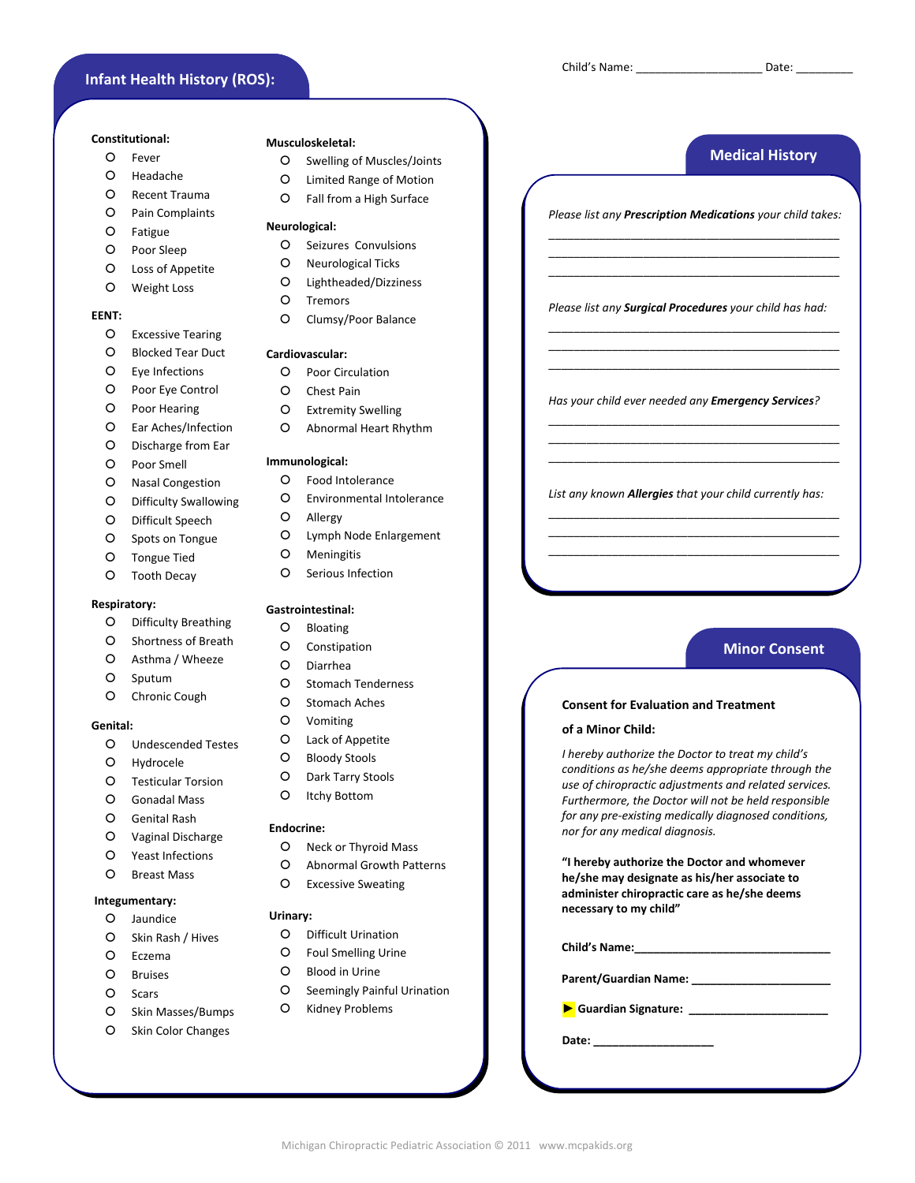Child's Name: ____________________ Date: _________

## Infant Health History (ROS):

**Constitutional:**

- O Fever
- O Headache
- O Recent Trauma
- O Pain Complaints
- O Fatigue
- O Poor Sleep
- O Loss of Appetite
- O Weight Loss

**EENT:**

- O Excessive Tearing
- O Blocked Tear Duct
- O Eye Infections
- O Poor Eye Control
- O Poor Hearing
- O Ear Aches/Infection
- O Discharge from Ear
- O Poor Smell
- O Nasal Congestion
- O Difficulty Swallowing
- O Difficult Speech
- O Spots on Tongue
- O Tongue Tied
- O Tooth Decay

**Respiratory:**

- O Difficulty Breathing
- O Shortness of Breath
- O Asthma / Wheeze
- O Sputum
- O Chronic Cough

**Genital:**

- O Undescended Testes
- O Hydrocele
- O Testicular Torsion
- O Gonadal Mass
- O Genital Rash
- O Vaginal Discharge
- O Yeast Infections
- O Breast Mass

**Integumentary:**

- O Jaundice
- O Skin Rash / Hives
- O Eczema
- O Bruises
- O Scars
- O Skin Masses/Bumps
- O Skin Color Changes

**Musculoskeletal:**

- O Swelling of Muscles/Joints
- O Limited Range of Motion
- O Fall from a High Surface

**Neurological:**

- O Seizures Convulsions
- O Neurological Ticks
- O Lightheaded/Dizziness
- O Tremors
- O Clumsy/Poor Balance

**Cardiovascular:**

- O Poor Circulation
- O Chest Pain
- O Extremity Swelling
- O Abnormal Heart Rhythm

**Immunological:**

- O Food Intolerance
- O Environmental Intolerance
- O Allergy
- O Lymph Node Enlargement
- O Meningitis
- O Serious Infection

**Gastrointestinal:**

- O Bloating
- O Constipation
- O Diarrhea
- O Stomach Tenderness
- O Stomach Aches
- O Vomiting
- O Lack of Appetite
- O Bloody Stools
- O Dark Tarry Stools
- O Itchy Bottom

**Endocrine:**

- O Neck or Thyroid Mass
- O Abnormal Growth Patterns
- O Excessive Sweating

**Urinary:**

- O Difficult Urination
- O Foul Smelling Urine
- O Blood in Urine
- O Seemingly Painful Urination
- O Kidney Problems

## Medical History

*Please list any **Prescription Medications** your child takes:*

_______________________________________________
_______________________________________________
_______________________________________________

*Please list any **Surgical Procedures** your child has had:*

_______________________________________________
_______________________________________________
_______________________________________________

*Has your child ever needed any **Emergency Services**?*

_______________________________________________
_______________________________________________
_______________________________________________

*List any known **Allergies** that your child currently has:*

_______________________________________________
_______________________________________________
_______________________________________________

## Minor Consent

**Consent for Evaluation and Treatment of a Minor Child:**

*I hereby authorize the Doctor to treat my child's conditions as he/she deems appropriate through the use of chiropractic adjustments and related services. Furthermore, the Doctor will not be held responsible for any pre-existing medically diagnosed conditions, nor for any medical diagnosis.*

**"I hereby authorize the Doctor and whomever he/she may designate as his/her associate to administer chiropractic care as he/she deems necessary to my child"**

**Child's Name:**_______________________________

**Parent/Guardian Name:** ______________________

► **Guardian Signature:** ______________________

**Date:** ___________________

Michigan Chiropractic Pediatric Association © 2011 www.mcpakids.org